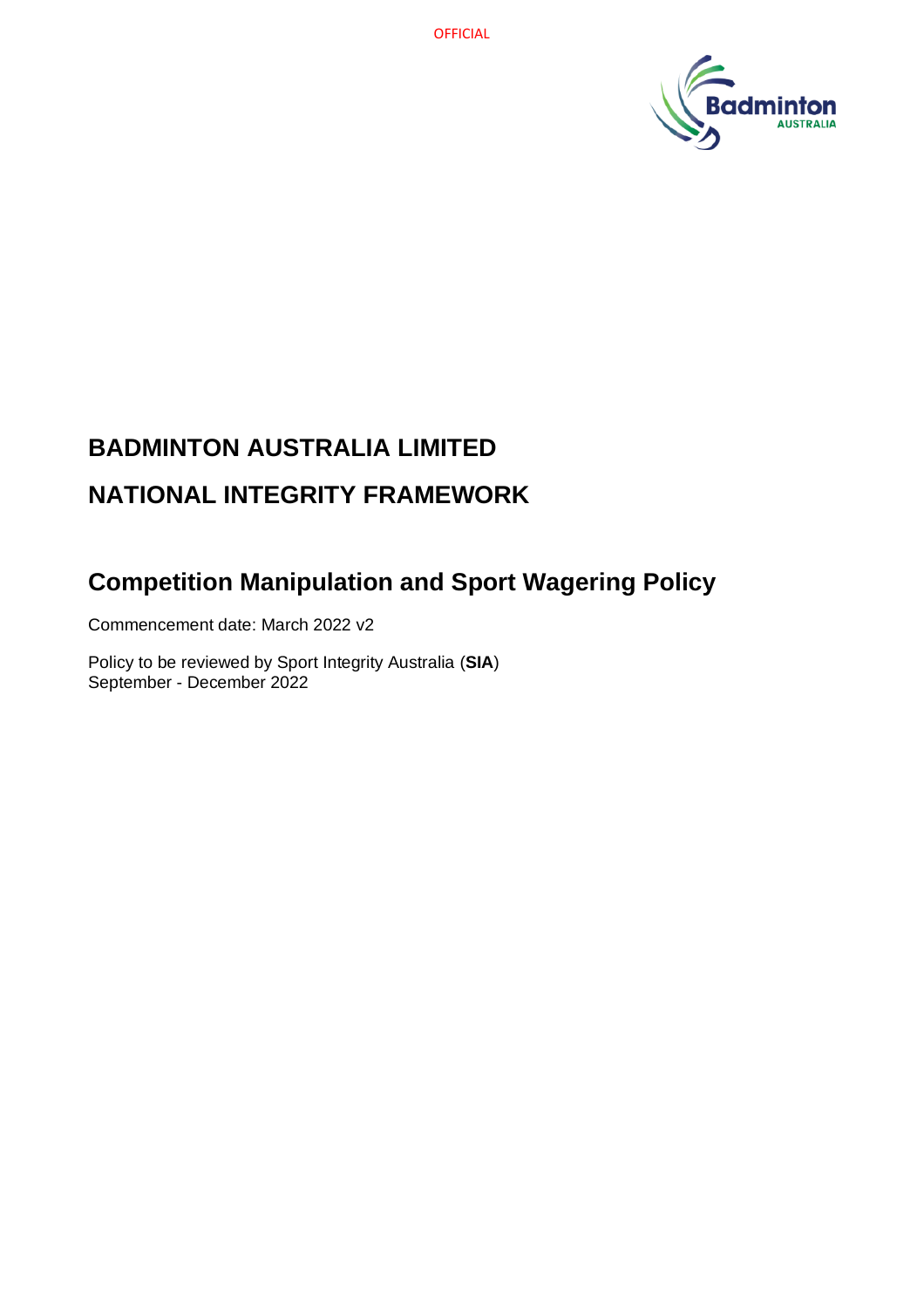# BADMINTON AUSTRALIA LIMITED

# NATIONAL INTEGRITY FRAMEWORK

## Competition Manipulation and Sport Wagering Policy

Commencement date: March 2022 v2

Policy to be reviewed by Sport Integrity Australia (**SIA**)
September - December 2022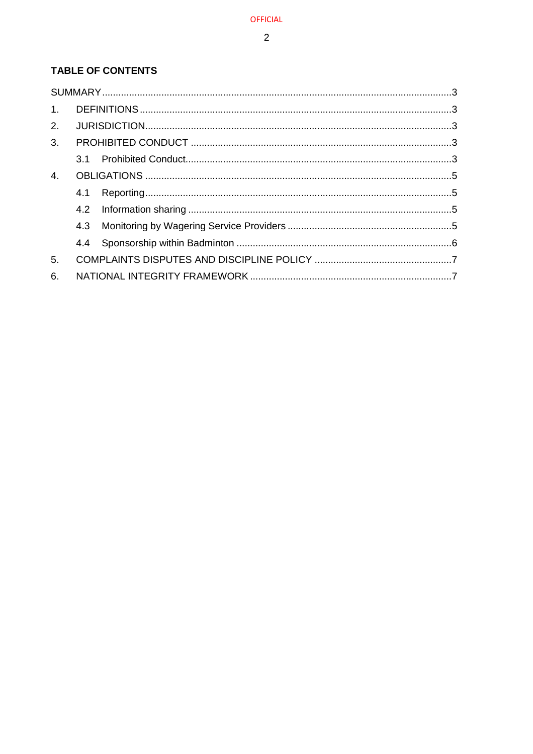**TABLE OF CONTENTS**

SUMMARY ........ 3

1. DEFINITIONS ........ 3
2. JURISDICTION ........ 3
3. PROHIBITED CONDUCT ........ 3
   - 3.1 Prohibited Conduct ........ 3
4. OBLIGATIONS ........ 5
   - 4.1 Reporting ........ 5
   - 4.2 Information sharing ........ 5
   - 4.3 Monitoring by Wagering Service Providers ........ 5
   - 4.4 Sponsorship within Badminton ........ 6
5. COMPLAINTS DISPUTES AND DISCIPLINE POLICY ........ 7
6. NATIONAL INTEGRITY FRAMEWORK ........ 7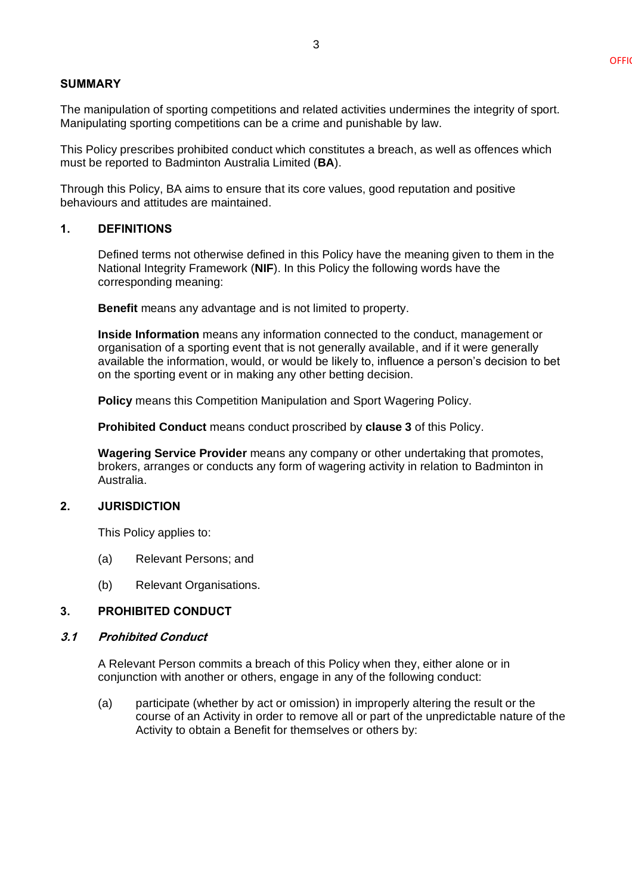## SUMMARY

The manipulation of sporting competitions and related activities undermines the integrity of sport. Manipulating sporting competitions can be a crime and punishable by law.

This Policy prescribes prohibited conduct which constitutes a breach, as well as offences which must be reported to Badminton Australia Limited (**BA**).

Through this Policy, BA aims to ensure that its core values, good reputation and positive behaviours and attitudes are maintained.

## 1. DEFINITIONS

Defined terms not otherwise defined in this Policy have the meaning given to them in the National Integrity Framework (**NIF**). In this Policy the following words have the corresponding meaning:

**Benefit** means any advantage and is not limited to property.

**Inside Information** means any information connected to the conduct, management or organisation of a sporting event that is not generally available, and if it were generally available the information, would, or would be likely to, influence a person's decision to bet on the sporting event or in making any other betting decision.

**Policy** means this Competition Manipulation and Sport Wagering Policy.

**Prohibited Conduct** means conduct proscribed by **clause 3** of this Policy.

**Wagering Service Provider** means any company or other undertaking that promotes, brokers, arranges or conducts any form of wagering activity in relation to Badminton in Australia.

## 2. JURISDICTION

This Policy applies to:

(a) Relevant Persons; and

(b) Relevant Organisations.

## 3. PROHIBITED CONDUCT

### *3.1 Prohibited Conduct*

A Relevant Person commits a breach of this Policy when they, either alone or in conjunction with another or others, engage in any of the following conduct:

(a) participate (whether by act or omission) in improperly altering the result or the course of an Activity in order to remove all or part of the unpredictable nature of the Activity to obtain a Benefit for themselves or others by: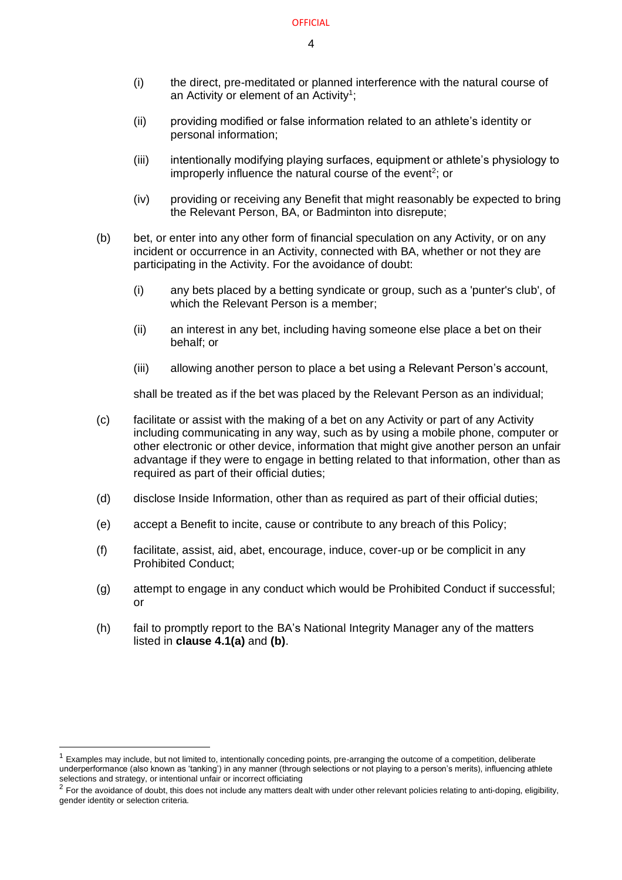(i) the direct, pre-meditated or planned interference with the natural course of an Activity or element of an Activity[1];

(ii) providing modified or false information related to an athlete's identity or personal information;

(iii) intentionally modifying playing surfaces, equipment or athlete's physiology to improperly influence the natural course of the event[2]; or

(iv) providing or receiving any Benefit that might reasonably be expected to bring the Relevant Person, BA, or Badminton into disrepute;

(b) bet, or enter into any other form of financial speculation on any Activity, or on any incident or occurrence in an Activity, connected with BA, whether or not they are participating in the Activity. For the avoidance of doubt:

(i) any bets placed by a betting syndicate or group, such as a 'punter's club', of which the Relevant Person is a member;

(ii) an interest in any bet, including having someone else place a bet on their behalf; or

(iii) allowing another person to place a bet using a Relevant Person's account,

shall be treated as if the bet was placed by the Relevant Person as an individual;

(c) facilitate or assist with the making of a bet on any Activity or part of any Activity including communicating in any way, such as by using a mobile phone, computer or other electronic or other device, information that might give another person an unfair advantage if they were to engage in betting related to that information, other than as required as part of their official duties;

(d) disclose Inside Information, other than as required as part of their official duties;

(e) accept a Benefit to incite, cause or contribute to any breach of this Policy;

(f) facilitate, assist, aid, abet, encourage, induce, cover-up or be complicit in any Prohibited Conduct;

(g) attempt to engage in any conduct which would be Prohibited Conduct if successful; or

(h) fail to promptly report to the BA's National Integrity Manager any of the matters listed in **clause 4.1(a)** and **(b)**.

[1] Examples may include, but not limited to, intentionally conceding points, pre-arranging the outcome of a competition, deliberate underperformance (also known as 'tanking') in any manner (through selections or not playing to a person's merits), influencing athlete selections and strategy, or intentional unfair or incorrect officiating

[2] For the avoidance of doubt, this does not include any matters dealt with under other relevant policies relating to anti-doping, eligibility, gender identity or selection criteria.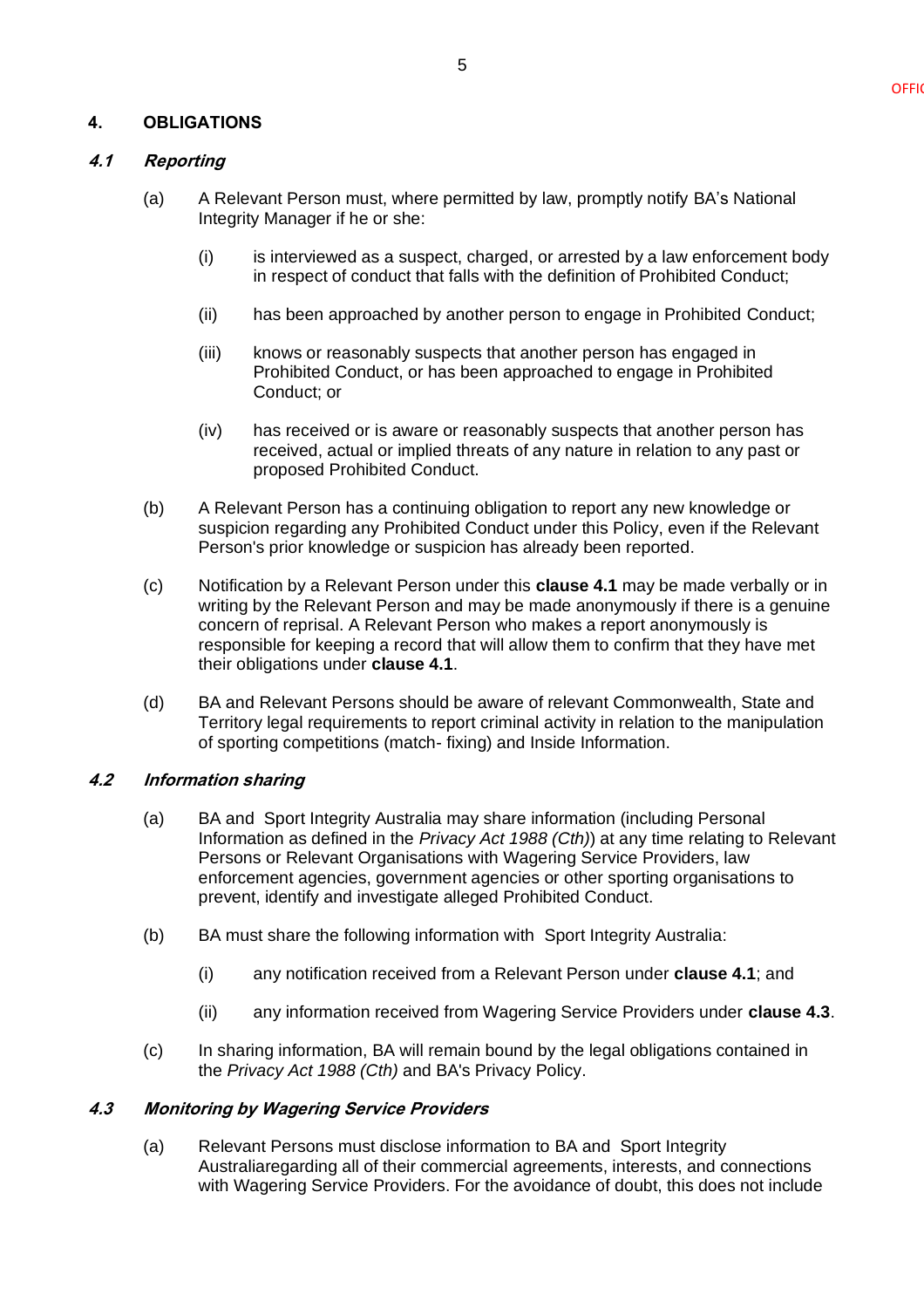## 4. OBLIGATIONS

### *4.1 Reporting*

(a) A Relevant Person must, where permitted by law, promptly notify BA's National Integrity Manager if he or she:

(i) is interviewed as a suspect, charged, or arrested by a law enforcement body in respect of conduct that falls with the definition of Prohibited Conduct;

(ii) has been approached by another person to engage in Prohibited Conduct;

(iii) knows or reasonably suspects that another person has engaged in Prohibited Conduct, or has been approached to engage in Prohibited Conduct; or

(iv) has received or is aware or reasonably suspects that another person has received, actual or implied threats of any nature in relation to any past or proposed Prohibited Conduct.

(b) A Relevant Person has a continuing obligation to report any new knowledge or suspicion regarding any Prohibited Conduct under this Policy, even if the Relevant Person's prior knowledge or suspicion has already been reported.

(c) Notification by a Relevant Person under this **clause 4.1** may be made verbally or in writing by the Relevant Person and may be made anonymously if there is a genuine concern of reprisal. A Relevant Person who makes a report anonymously is responsible for keeping a record that will allow them to confirm that they have met their obligations under **clause 4.1**.

(d) BA and Relevant Persons should be aware of relevant Commonwealth, State and Territory legal requirements to report criminal activity in relation to the manipulation of sporting competitions (match- fixing) and Inside Information.

### *4.2 Information sharing*

(a) BA and Sport Integrity Australia may share information (including Personal Information as defined in the *Privacy Act 1988 (Cth)*) at any time relating to Relevant Persons or Relevant Organisations with Wagering Service Providers, law enforcement agencies, government agencies or other sporting organisations to prevent, identify and investigate alleged Prohibited Conduct.

(b) BA must share the following information with Sport Integrity Australia:

(i) any notification received from a Relevant Person under **clause 4.1**; and

(ii) any information received from Wagering Service Providers under **clause 4.3**.

(c) In sharing information, BA will remain bound by the legal obligations contained in the *Privacy Act 1988 (Cth)* and BA's Privacy Policy.

### *4.3 Monitoring by Wagering Service Providers*

(a) Relevant Persons must disclose information to BA and Sport Integrity Australiaregarding all of their commercial agreements, interests, and connections with Wagering Service Providers. For the avoidance of doubt, this does not include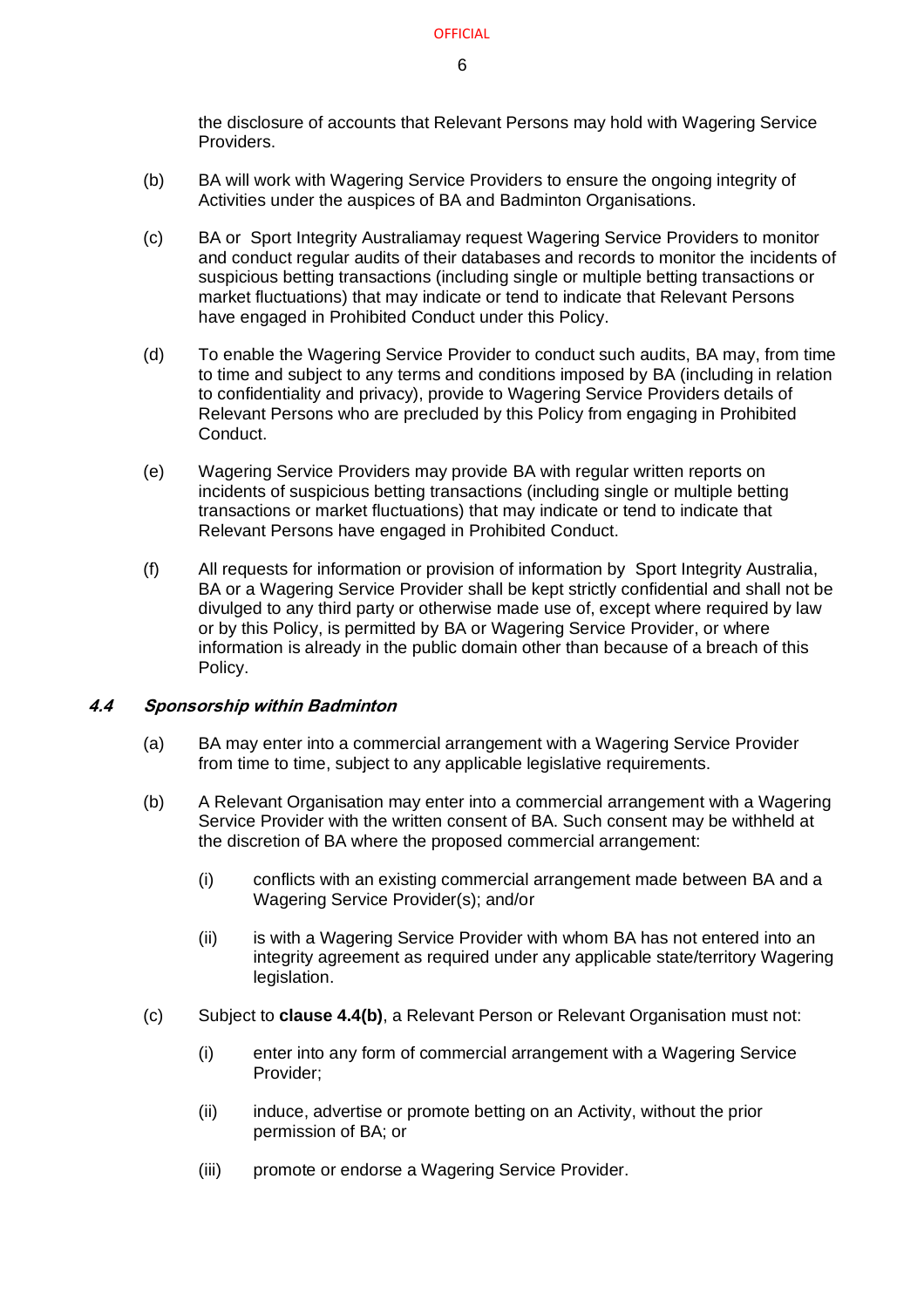the disclosure of accounts that Relevant Persons may hold with Wagering Service Providers.

(b) BA will work with Wagering Service Providers to ensure the ongoing integrity of Activities under the auspices of BA and Badminton Organisations.

(c) BA or Sport Integrity Australiamay request Wagering Service Providers to monitor and conduct regular audits of their databases and records to monitor the incidents of suspicious betting transactions (including single or multiple betting transactions or market fluctuations) that may indicate or tend to indicate that Relevant Persons have engaged in Prohibited Conduct under this Policy.

(d) To enable the Wagering Service Provider to conduct such audits, BA may, from time to time and subject to any terms and conditions imposed by BA (including in relation to confidentiality and privacy), provide to Wagering Service Providers details of Relevant Persons who are precluded by this Policy from engaging in Prohibited Conduct.

(e) Wagering Service Providers may provide BA with regular written reports on incidents of suspicious betting transactions (including single or multiple betting transactions or market fluctuations) that may indicate or tend to indicate that Relevant Persons have engaged in Prohibited Conduct.

(f) All requests for information or provision of information by Sport Integrity Australia, BA or a Wagering Service Provider shall be kept strictly confidential and shall not be divulged to any third party or otherwise made use of, except where required by law or by this Policy, is permitted by BA or Wagering Service Provider, or where information is already in the public domain other than because of a breach of this Policy.

### *4.4 Sponsorship within Badminton*

(a) BA may enter into a commercial arrangement with a Wagering Service Provider from time to time, subject to any applicable legislative requirements.

(b) A Relevant Organisation may enter into a commercial arrangement with a Wagering Service Provider with the written consent of BA. Such consent may be withheld at the discretion of BA where the proposed commercial arrangement:

   (i) conflicts with an existing commercial arrangement made between BA and a Wagering Service Provider(s); and/or

   (ii) is with a Wagering Service Provider with whom BA has not entered into an integrity agreement as required under any applicable state/territory Wagering legislation.

(c) Subject to **clause 4.4(b)**, a Relevant Person or Relevant Organisation must not:

   (i) enter into any form of commercial arrangement with a Wagering Service Provider;

   (ii) induce, advertise or promote betting on an Activity, without the prior permission of BA; or

   (iii) promote or endorse a Wagering Service Provider.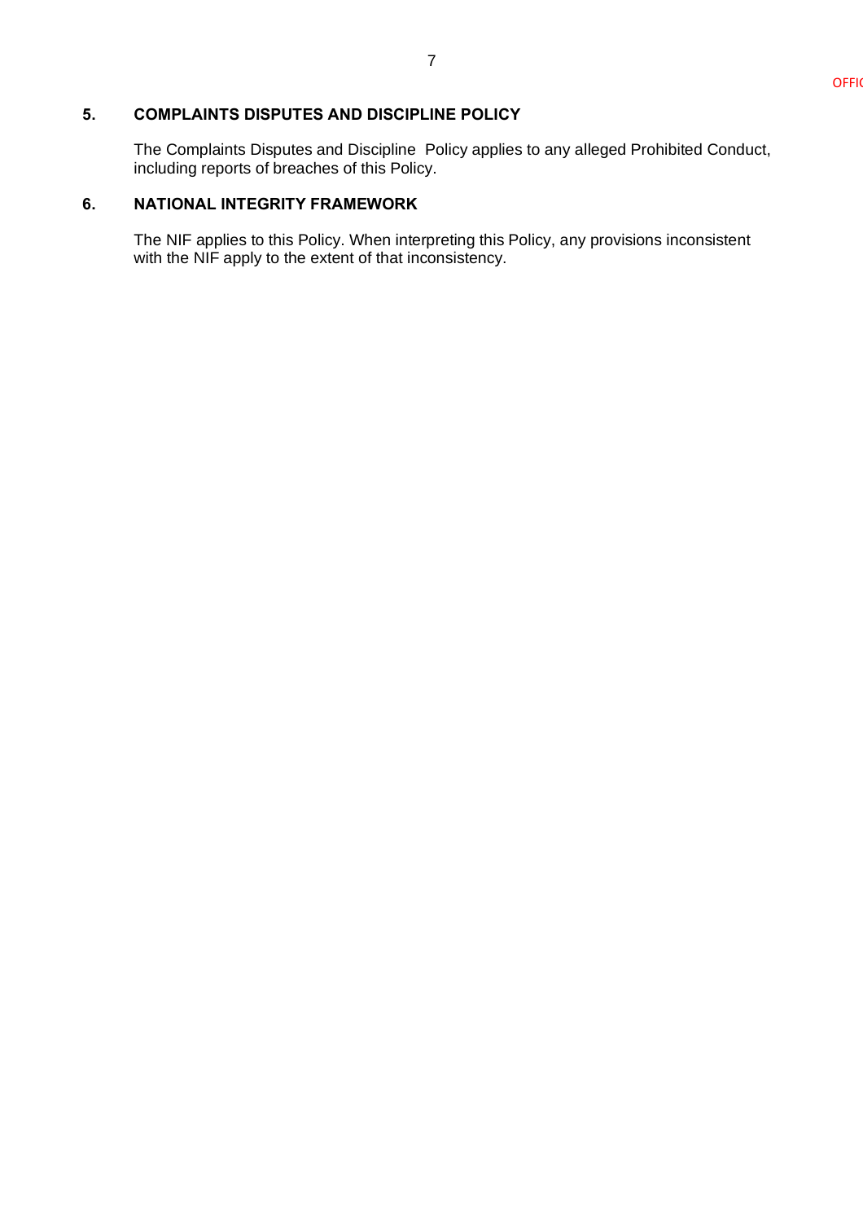## 5. COMPLAINTS DISPUTES AND DISCIPLINE POLICY

The Complaints Disputes and Discipline Policy applies to any alleged Prohibited Conduct, including reports of breaches of this Policy.

## 6. NATIONAL INTEGRITY FRAMEWORK

The NIF applies to this Policy. When interpreting this Policy, any provisions inconsistent with the NIF apply to the extent of that inconsistency.